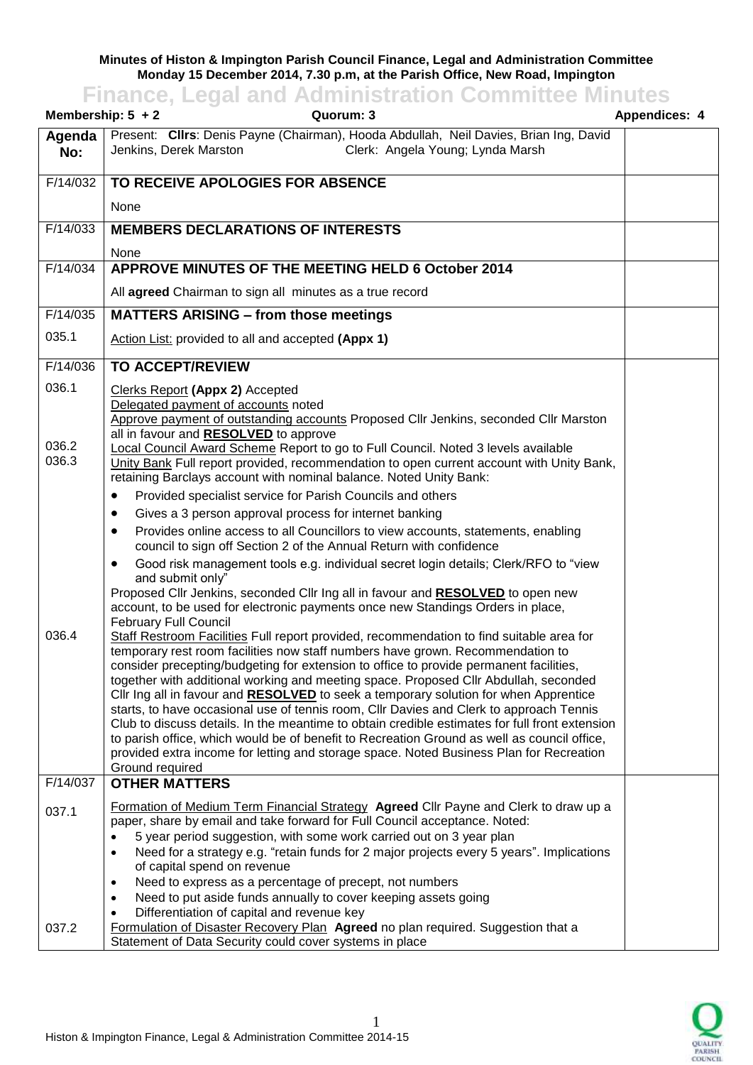**Minutes of Histon & Impington Parish Council Finance, Legal and Administration Committee**
**Monday 15 December 2014, 7.30 p.m, at the Parish Office, New Road, Impington**

# Finance, Legal and Administration Committee Minutes

**Membership: 5 + 2** **Quorum: 3** **Appendices: 4**

| Agenda No: | Present: **Cllrs**: Denis Payne (Chairman), Hooda Abdullah, Neil Davies, Brian Ing, David Jenkins, Derek Marston Clerk: Angela Young; Lynda Marsh | |
|---|---|---|
| F/14/032 | **TO RECEIVE APOLOGIES FOR ABSENCE** | |
| | None | |
| F/14/033 | **MEMBERS DECLARATIONS OF INTERESTS** | |
| | None | |
| F/14/034 | **APPROVE MINUTES OF THE MEETING HELD 6 October 2014** | |
| | All **agreed** Chairman to sign all minutes as a true record | |
| F/14/035 | **MATTERS ARISING – from those meetings** | |
| 035.1 | Action List: provided to all and accepted **(Appx 1)** | |
| F/14/036 | **TO ACCEPT/REVIEW** | |
| 036.1 | Clerks Report **(Appx 2)** Accepted<br>Delegated payment of accounts noted<br>Approve payment of outstanding accounts Proposed Cllr Jenkins, seconded Cllr Marston all in favour and **RESOLVED** to approve | |
| 036.2 | Local Council Award Scheme Report to go to Full Council. Noted 3 levels available | |
| 036.3 | Unity Bank Full report provided, recommendation to open current account with Unity Bank, retaining Barclays account with nominal balance. Noted Unity Bank:<br>• Provided specialist service for Parish Councils and others<br>• Gives a 3 person approval process for internet banking<br>• Provides online access to all Councillors to view accounts, statements, enabling council to sign off Section 2 of the Annual Return with confidence<br>• Good risk management tools e.g. individual secret login details; Clerk/RFO to "view and submit only"<br>Proposed Cllr Jenkins, seconded Cllr Ing all in favour and **RESOLVED** to open new account, to be used for electronic payments once new Standings Orders in place, February Full Council | |
| 036.4 | Staff Restroom Facilities Full report provided, recommendation to find suitable area for temporary rest room facilities now staff numbers have grown. Recommendation to consider precepting/budgeting for extension to office to provide permanent facilities, together with additional working and meeting space. Proposed Cllr Abdullah, seconded Cllr Ing all in favour and **RESOLVED** to seek a temporary solution for when Apprentice starts, to have occasional use of tennis room, Cllr Davies and Clerk to approach Tennis Club to discuss details. In the meantime to obtain credible estimates for full front extension to parish office, which would be of benefit to Recreation Ground as well as council office, provided extra income for letting and storage space. Noted Business Plan for Recreation Ground required | |
| F/14/037 | **OTHER MATTERS** | |
| 037.1 | Formation of Medium Term Financial Strategy **Agreed** Cllr Payne and Clerk to draw up a paper, share by email and take forward for Full Council acceptance. Noted:<br>• 5 year period suggestion, with some work carried out on 3 year plan<br>• Need for a strategy e.g. "retain funds for 2 major projects every 5 years". Implications of capital spend on revenue<br>• Need to express as a percentage of precept, not numbers<br>• Need to put aside funds annually to cover keeping assets going<br>• Differentiation of capital and revenue key | |
| 037.2 | Formulation of Disaster Recovery Plan **Agreed** no plan required. Suggestion that a Statement of Data Security could cover systems in place | |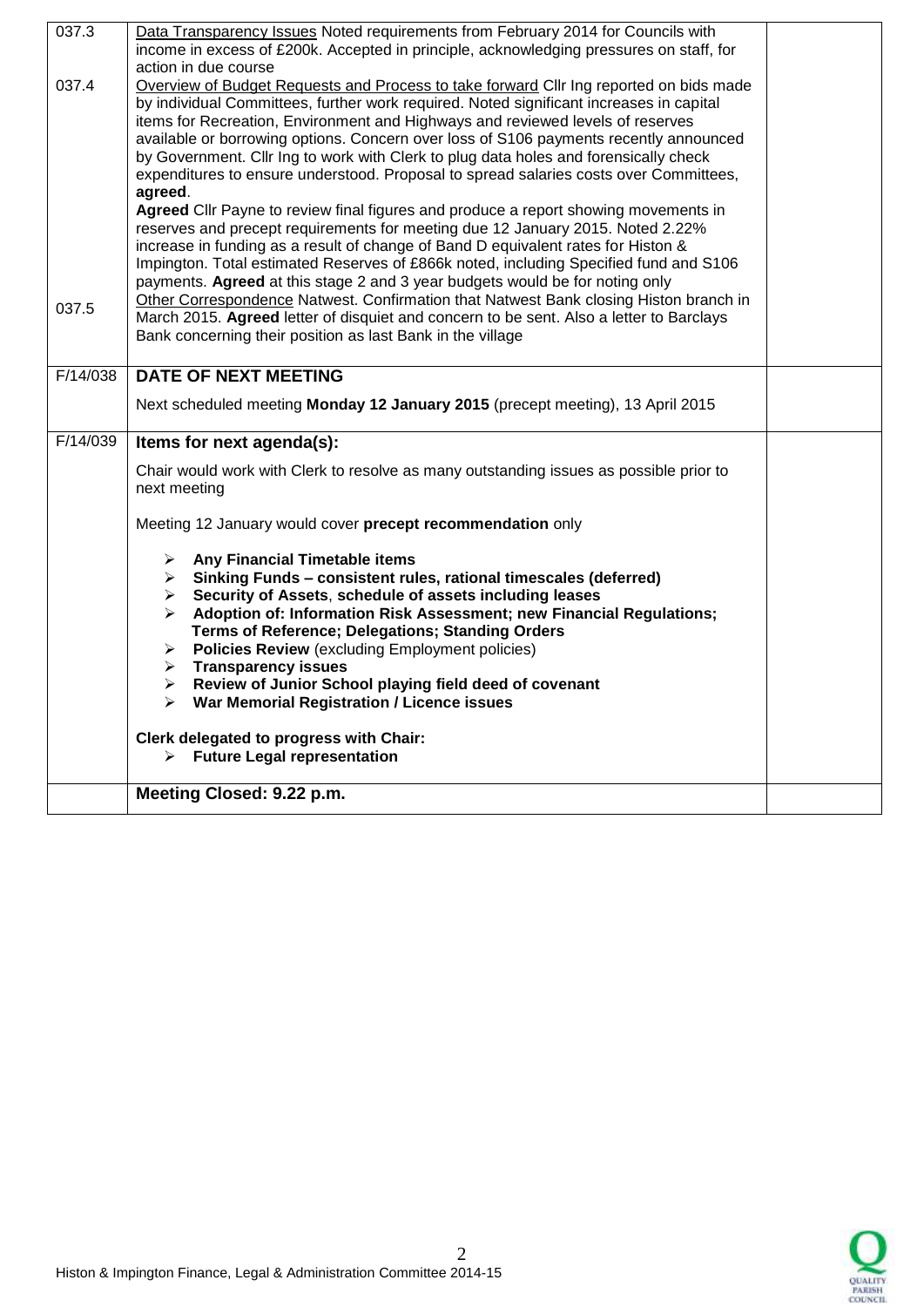| | | |
|---|---|---|
| 037.3 | Data Transparency Issues Noted requirements from February 2014 for Councils with income in excess of £200k. Accepted in principle, acknowledging pressures on staff, for action in due course | |
| 037.4 | Overview of Budget Requests and Process to take forward Cllr Ing reported on bids made by individual Committees, further work required. Noted significant increases in capital items for Recreation, Environment and Highways and reviewed levels of reserves available or borrowing options. Concern over loss of S106 payments recently announced by Government. Cllr Ing to work with Clerk to plug data holes and forensically check expenditures to ensure understood. Proposal to spread salaries costs over Committees, **agreed**.<br>**Agreed** Cllr Payne to review final figures and produce a report showing movements in reserves and precept requirements for meeting due 12 January 2015. Noted 2.22% increase in funding as a result of change of Band D equivalent rates for Histon & Impington. Total estimated Reserves of £866k noted, including Specified fund and S106 payments. **Agreed** at this stage 2 and 3 year budgets would be for noting only | |
| 037.5 | Other Correspondence Natwest. Confirmation that Natwest Bank closing Histon branch in March 2015. **Agreed** letter of disquiet and concern to be sent. Also a letter to Barclays Bank concerning their position as last Bank in the village | |
| F/14/038 | **DATE OF NEXT MEETING**<br><br>Next scheduled meeting **Monday 12 January 2015** (precept meeting), 13 April 2015 | |
| F/14/039 | **Items for next agenda(s):**<br><br>Chair would work with Clerk to resolve as many outstanding issues as possible prior to next meeting<br><br>Meeting 12 January would cover **precept recommendation** only<br><br>➢ **Any Financial Timetable items**<br>➢ **Sinking Funds – consistent rules, rational timescales (deferred)**<br>➢ **Security of Assets**, **schedule of assets including leases**<br>➢ **Adoption of: Information Risk Assessment; new Financial Regulations; Terms of Reference; Delegations; Standing Orders**<br>➢ **Policies Review** (excluding Employment policies)<br>➢ **Transparency issues**<br>➢ **Review of Junior School playing field deed of covenant**<br>➢ **War Memorial Registration / Licence issues**<br><br>**Clerk delegated to progress with Chair:**<br>➢ **Future Legal representation** | |
| | **Meeting Closed: 9.22 p.m.** | |